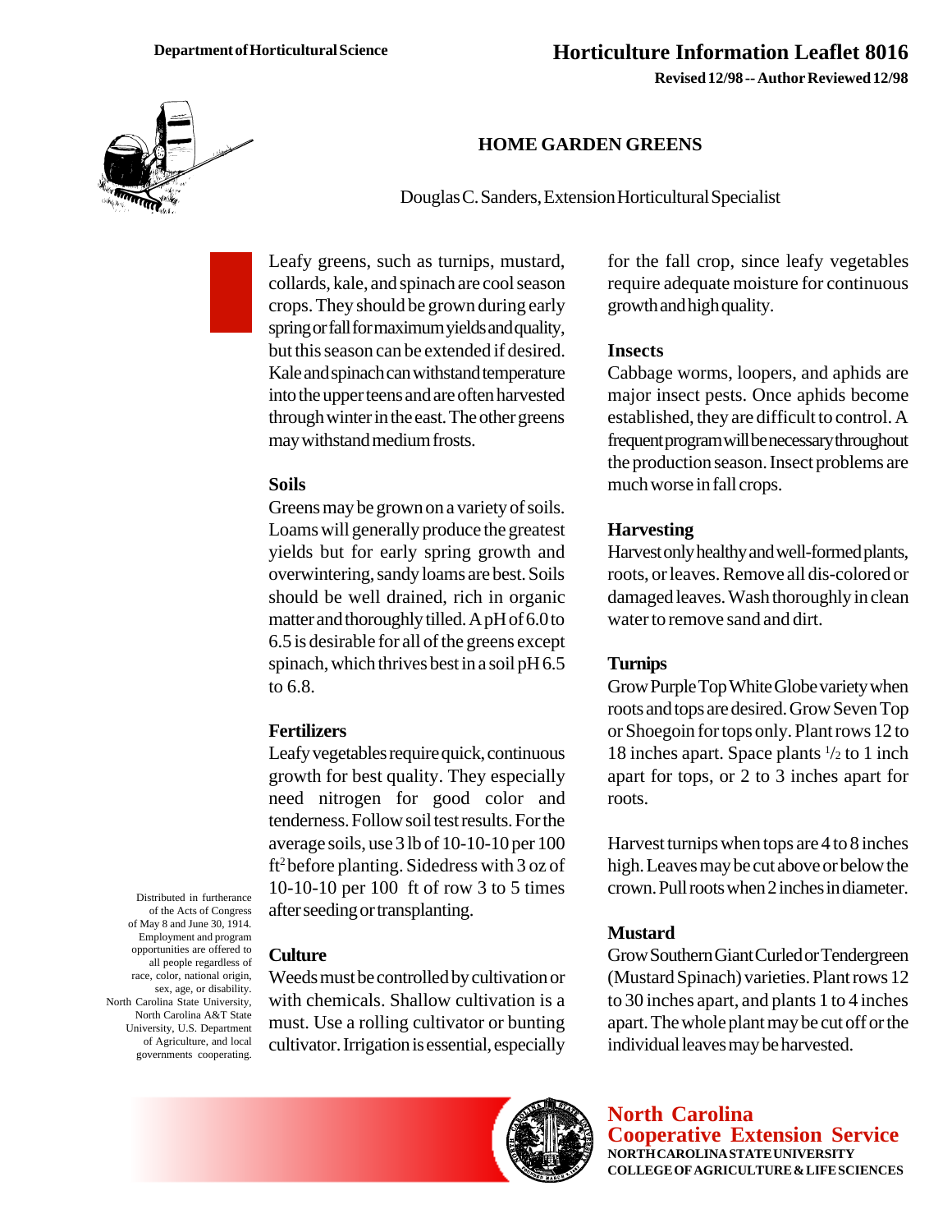Department of Horticultural Science

# Horticulture Information Leaflet 8016

**Revised 12/98 -- Author Reviewed 12/98**

## HOME GARDEN GREENS

Douglas C. Sanders, Extension Horticultural Specialist

Leafy greens, such as turnips, mustard, collards, kale, and spinach are cool season crops. They should be grown during early spring or fall for maximum yields and quality, but this season can be extended if desired. Kale and spinach can withstand temperature into the upper teens and are often harvested through winter in the east. The other greens may withstand medium frosts.

### Soils

Greens may be grown on a variety of soils. Loams will generally produce the greatest yields but for early spring growth and overwintering, sandy loams are best. Soils should be well drained, rich in organic matter and thoroughly tilled. A pH of 6.0 to 6.5 is desirable for all of the greens except spinach, which thrives best in a soil pH 6.5 to 6.8.

### Fertilizers

Leafy vegetables require quick, continuous growth for best quality. They especially need nitrogen for good color and tenderness. Follow soil test results. For the average soils, use 3 lb of 10-10-10 per 100 $ft^2$ before planting. Sidedress with 3 oz of 10-10-10 per 100 ft of row 3 to 5 times after seeding or transplanting.

### Culture

Weeds must be controlled by cultivation or with chemicals. Shallow cultivation is a must. Use a rolling cultivator or bunting cultivator. Irrigation is essential, especially for the fall crop, since leafy vegetables require adequate moisture for continuous growth and high quality.

### Insects

Cabbage worms, loopers, and aphids are major insect pests. Once aphids become established, they are difficult to control. A frequent program will be necessary throughout the production season. Insect problems are much worse in fall crops.

### Harvesting

Harvest only healthy and well-formed plants, roots, or leaves. Remove all dis-colored or damaged leaves. Wash thoroughly in clean water to remove sand and dirt.

### Turnips

Grow Purple Top White Globe variety when roots and tops are desired. Grow Seven Top or Shoegoin for tops only. Plant rows 12 to 18 inches apart. Space plants 1/2 to 1 inch apart for tops, or 2 to 3 inches apart for roots.

Harvest turnips when tops are 4 to 8 inches high. Leaves may be cut above or below the crown. Pull roots when 2 inches in diameter.

### Mustard

Grow Southern Giant Curled or Tendergreen (Mustard Spinach) varieties. Plant rows 12 to 30 inches apart, and plants 1 to 4 inches apart. The whole plant may be cut off or the individual leaves may be harvested.

Distributed in furtherance of the Acts of Congress of May 8 and June 30, 1914. Employment and program opportunities are offered to all people regardless of race, color, national origin, sex, age, or disability. North Carolina State University, North Carolina A&T State University, U.S. Department of Agriculture, and local governments cooperating.

**North Carolina Cooperative Extension Service**
NORTH CAROLINA STATE UNIVERSITY
COLLEGE OF AGRICULTURE & LIFE SCIENCES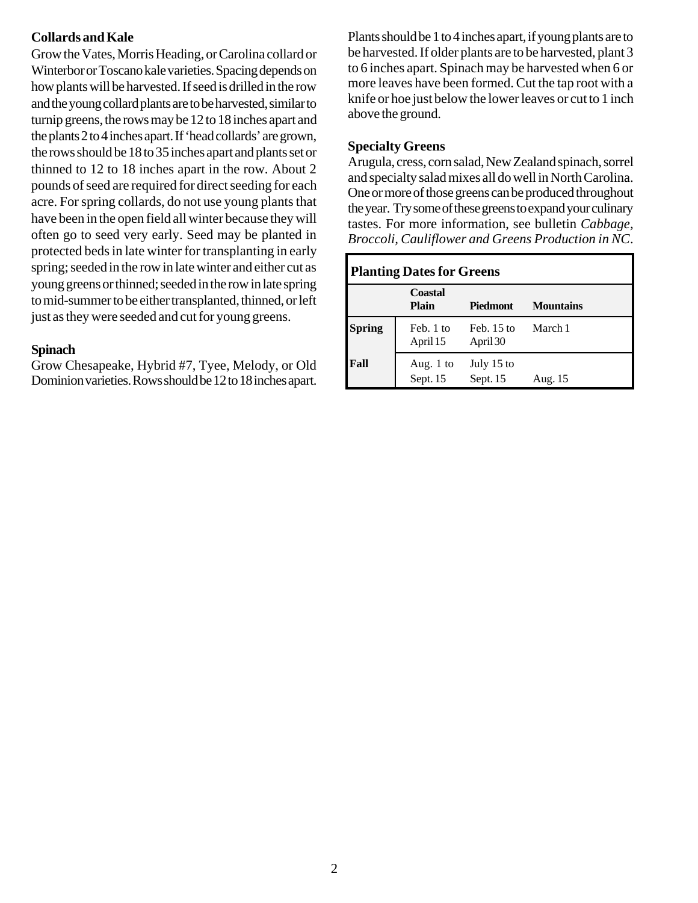### Collards and Kale

Grow the Vates, Morris Heading, or Carolina collard or Winterbor or Toscano kale varieties. Spacing depends on how plants will be harvested. If seed is drilled in the row and the young collard plants are to be harvested, similar to turnip greens, the rows may be 12 to 18 inches apart and the plants 2 to 4 inches apart. If 'head collards' are grown, the rows should be 18 to 35 inches apart and plants set or thinned to 12 to 18 inches apart in the row. About 2 pounds of seed are required for direct seeding for each acre. For spring collards, do not use young plants that have been in the open field all winter because they will often go to seed very early. Seed may be planted in protected beds in late winter for transplanting in early spring; seeded in the row in late winter and either cut as young greens or thinned; seeded in the row in late spring to mid-summer to be either transplanted, thinned, or left just as they were seeded and cut for young greens.

### Spinach

Grow Chesapeake, Hybrid #7, Tyee, Melody, or Old Dominion varieties. Rows should be 12 to 18 inches apart. Plants should be 1 to 4 inches apart, if young plants are to be harvested. If older plants are to be harvested, plant 3 to 6 inches apart. Spinach may be harvested when 6 or more leaves have been formed. Cut the tap root with a knife or hoe just below the lower leaves or cut to 1 inch above the ground.

### Specialty Greens

Arugula, cress, corn salad, New Zealand spinach, sorrel and specialty salad mixes all do well in North Carolina. One or more of those greens can be produced throughout the year. Try some of these greens to expand your culinary tastes. For more information, see bulletin *Cabbage, Broccoli, Cauliflower and Greens Production in NC*.

**Planting Dates for Greens**

| | Coastal Plain | Piedmont | Mountains |
|---|---|---|---|
| **Spring** | Feb. 1 to April 15 | Feb. 15 to April 30 | March 1 |
| **Fall** | Aug. 1 to Sept. 15 | July 15 to Sept. 15 | Aug. 15 |